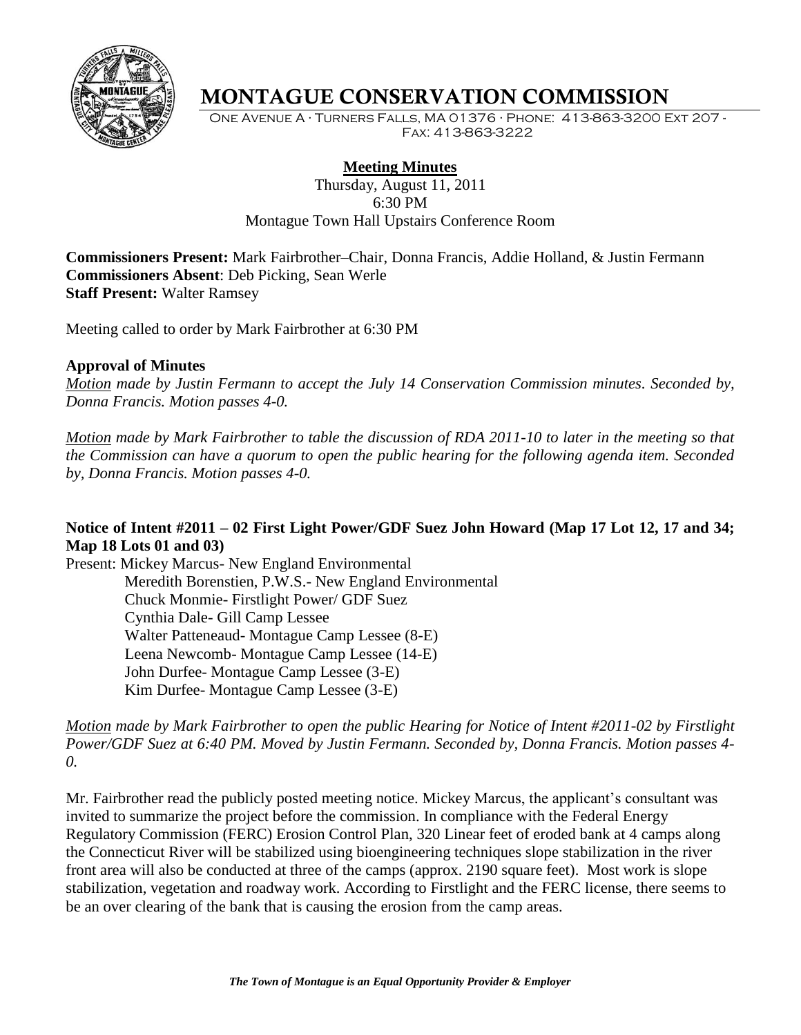# MONTAGUE CONSERVATION COMMISSION

One Avenue A · Turners Falls, MA 01376 · Phone: 413-863-3200 Ext 207 - Fax: 413-863-3222

## Meeting Minutes

Thursday, August 11, 2011
6:30 PM
Montague Town Hall Upstairs Conference Room

**Commissioners Present:** Mark Fairbrother–Chair, Donna Francis, Addie Holland, & Justin Fermann
**Commissioners Absent**: Deb Picking, Sean Werle
**Staff Present:** Walter Ramsey

Meeting called to order by Mark Fairbrother at 6:30 PM

**Approval of Minutes**
*Motion made by Justin Fermann to accept the July 14 Conservation Commission minutes. Seconded by, Donna Francis. Motion passes 4-0.*

*Motion made by Mark Fairbrother to table the discussion of RDA 2011-10 to later in the meeting so that the Commission can have a quorum to open the public hearing for the following agenda item. Seconded by, Donna Francis. Motion passes 4-0.*

**Notice of Intent #2011 – 02 First Light Power/GDF Suez John Howard (Map 17 Lot 12, 17 and 34; Map 18 Lots 01 and 03)**

Present: Mickey Marcus- New England Environmental
Meredith Borenstien, P.W.S.- New England Environmental
Chuck Monmie- Firstlight Power/ GDF Suez
Cynthia Dale- Gill Camp Lessee
Walter Patteneaud- Montague Camp Lessee (8-E)
Leena Newcomb- Montague Camp Lessee (14-E)
John Durfee- Montague Camp Lessee (3-E)
Kim Durfee- Montague Camp Lessee (3-E)

*Motion made by Mark Fairbrother to open the public Hearing for Notice of Intent #2011-02 by Firstlight Power/GDF Suez at 6:40 PM. Moved by Justin Fermann. Seconded by, Donna Francis. Motion passes 4-0.*

Mr. Fairbrother read the publicly posted meeting notice. Mickey Marcus, the applicant's consultant was invited to summarize the project before the commission. In compliance with the Federal Energy Regulatory Commission (FERC) Erosion Control Plan, 320 Linear feet of eroded bank at 4 camps along the Connecticut River will be stabilized using bioengineering techniques slope stabilization in the river front area will also be conducted at three of the camps (approx. 2190 square feet). Most work is slope stabilization, vegetation and roadway work. According to Firstlight and the FERC license, there seems to be an over clearing of the bank that is causing the erosion from the camp areas.

*The Town of Montague is an Equal Opportunity Provider & Employer*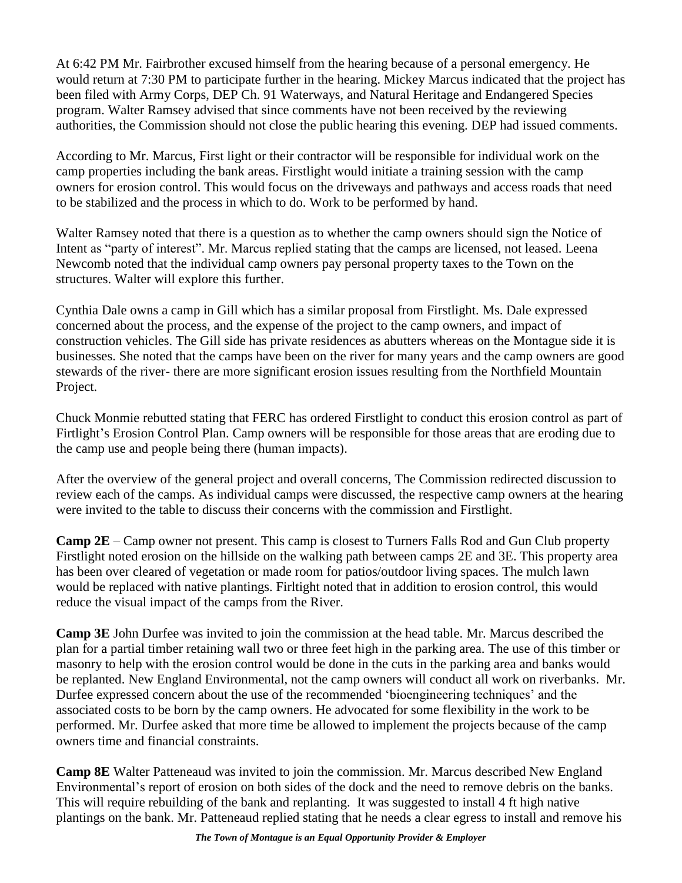At 6:42 PM Mr. Fairbrother excused himself from the hearing because of a personal emergency. He would return at 7:30 PM to participate further in the hearing. Mickey Marcus indicated that the project has been filed with Army Corps, DEP Ch. 91 Waterways, and Natural Heritage and Endangered Species program. Walter Ramsey advised that since comments have not been received by the reviewing authorities, the Commission should not close the public hearing this evening. DEP had issued comments.

According to Mr. Marcus, First light or their contractor will be responsible for individual work on the camp properties including the bank areas. Firstlight would initiate a training session with the camp owners for erosion control. This would focus on the driveways and pathways and access roads that need to be stabilized and the process in which to do. Work to be performed by hand.

Walter Ramsey noted that there is a question as to whether the camp owners should sign the Notice of Intent as "party of interest". Mr. Marcus replied stating that the camps are licensed, not leased. Leena Newcomb noted that the individual camp owners pay personal property taxes to the Town on the structures. Walter will explore this further.

Cynthia Dale owns a camp in Gill which has a similar proposal from Firstlight. Ms. Dale expressed concerned about the process, and the expense of the project to the camp owners, and impact of construction vehicles. The Gill side has private residences as abutters whereas on the Montague side it is businesses. She noted that the camps have been on the river for many years and the camp owners are good stewards of the river- there are more significant erosion issues resulting from the Northfield Mountain Project.

Chuck Monmie rebutted stating that FERC has ordered Firstlight to conduct this erosion control as part of Firtlight's Erosion Control Plan. Camp owners will be responsible for those areas that are eroding due to the camp use and people being there (human impacts).

After the overview of the general project and overall concerns, The Commission redirected discussion to review each of the camps. As individual camps were discussed, the respective camp owners at the hearing were invited to the table to discuss their concerns with the commission and Firstlight.

**Camp 2E** – Camp owner not present. This camp is closest to Turners Falls Rod and Gun Club property Firstlight noted erosion on the hillside on the walking path between camps 2E and 3E. This property area has been over cleared of vegetation or made room for patios/outdoor living spaces. The mulch lawn would be replaced with native plantings. Firltight noted that in addition to erosion control, this would reduce the visual impact of the camps from the River.

**Camp 3E** John Durfee was invited to join the commission at the head table. Mr. Marcus described the plan for a partial timber retaining wall two or three feet high in the parking area. The use of this timber or masonry to help with the erosion control would be done in the cuts in the parking area and banks would be replanted. New England Environmental, not the camp owners will conduct all work on riverbanks. Mr. Durfee expressed concern about the use of the recommended 'bioengineering techniques' and the associated costs to be born by the camp owners. He advocated for some flexibility in the work to be performed. Mr. Durfee asked that more time be allowed to implement the projects because of the camp owners time and financial constraints.

**Camp 8E** Walter Patteneaud was invited to join the commission. Mr. Marcus described New England Environmental's report of erosion on both sides of the dock and the need to remove debris on the banks. This will require rebuilding of the bank and replanting. It was suggested to install 4 ft high native plantings on the bank. Mr. Patteneaud replied stating that he needs a clear egress to install and remove his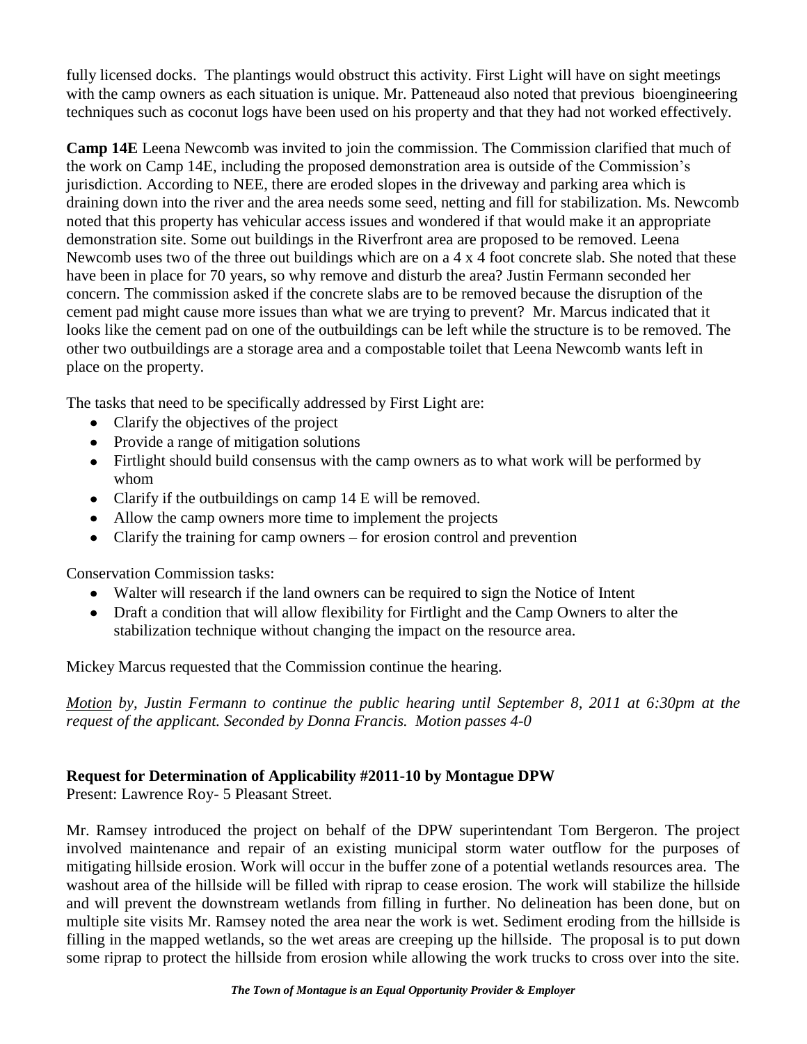fully licensed docks. The plantings would obstruct this activity. First Light will have on sight meetings with the camp owners as each situation is unique. Mr. Patteneaud also noted that previous bioengineering techniques such as coconut logs have been used on his property and that they had not worked effectively.

**Camp 14E** Leena Newcomb was invited to join the commission. The Commission clarified that much of the work on Camp 14E, including the proposed demonstration area is outside of the Commission's jurisdiction. According to NEE, there are eroded slopes in the driveway and parking area which is draining down into the river and the area needs some seed, netting and fill for stabilization. Ms. Newcomb noted that this property has vehicular access issues and wondered if that would make it an appropriate demonstration site. Some out buildings in the Riverfront area are proposed to be removed. Leena Newcomb uses two of the three out buildings which are on a 4 x 4 foot concrete slab. She noted that these have been in place for 70 years, so why remove and disturb the area? Justin Fermann seconded her concern. The commission asked if the concrete slabs are to be removed because the disruption of the cement pad might cause more issues than what we are trying to prevent? Mr. Marcus indicated that it looks like the cement pad on one of the outbuildings can be left while the structure is to be removed. The other two outbuildings are a storage area and a compostable toilet that Leena Newcomb wants left in place on the property.

The tasks that need to be specifically addressed by First Light are:

- Clarify the objectives of the project
- Provide a range of mitigation solutions
- Firtlight should build consensus with the camp owners as to what work will be performed by whom
- Clarify if the outbuildings on camp 14 E will be removed.
- Allow the camp owners more time to implement the projects
- Clarify the training for camp owners – for erosion control and prevention

Conservation Commission tasks:

- Walter will research if the land owners can be required to sign the Notice of Intent
- Draft a condition that will allow flexibility for Firtlight and the Camp Owners to alter the stabilization technique without changing the impact on the resource area.

Mickey Marcus requested that the Commission continue the hearing.

*Motion by, Justin Fermann to continue the public hearing until September 8, 2011 at 6:30pm at the request of the applicant. Seconded by Donna Francis. Motion passes 4-0*

**Request for Determination of Applicability #2011-10 by Montague DPW**

Present: Lawrence Roy- 5 Pleasant Street.

Mr. Ramsey introduced the project on behalf of the DPW superintendant Tom Bergeron. The project involved maintenance and repair of an existing municipal storm water outflow for the purposes of mitigating hillside erosion. Work will occur in the buffer zone of a potential wetlands resources area. The washout area of the hillside will be filled with riprap to cease erosion. The work will stabilize the hillside and will prevent the downstream wetlands from filling in further. No delineation has been done, but on multiple site visits Mr. Ramsey noted the area near the work is wet. Sediment eroding from the hillside is filling in the mapped wetlands, so the wet areas are creeping up the hillside. The proposal is to put down some riprap to protect the hillside from erosion while allowing the work trucks to cross over into the site.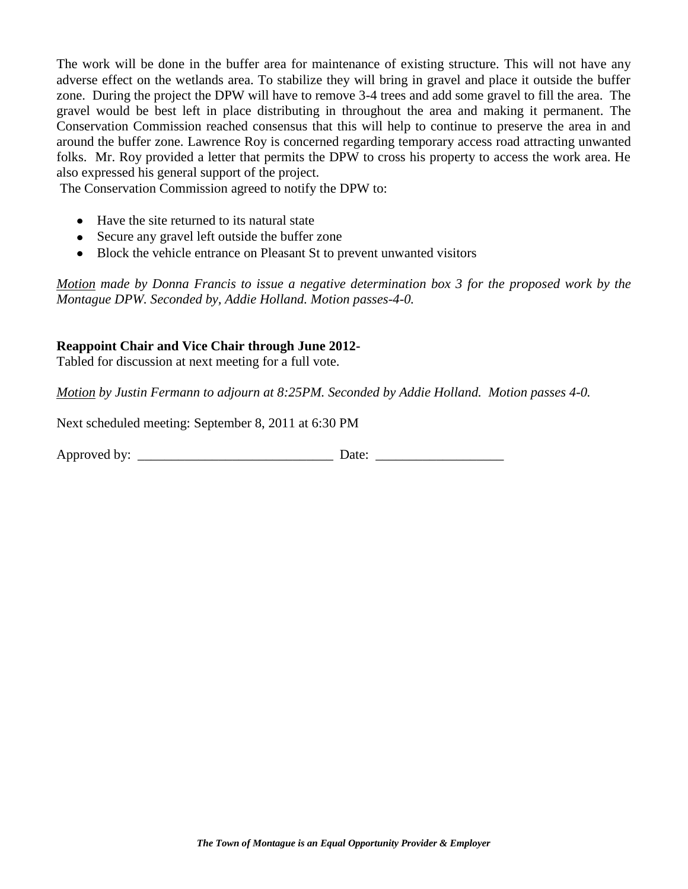The work will be done in the buffer area for maintenance of existing structure. This will not have any adverse effect on the wetlands area. To stabilize they will bring in gravel and place it outside the buffer zone. During the project the DPW will have to remove 3-4 trees and add some gravel to fill the area. The gravel would be best left in place distributing in throughout the area and making it permanent. The Conservation Commission reached consensus that this will help to continue to preserve the area in and around the buffer zone. Lawrence Roy is concerned regarding temporary access road attracting unwanted folks. Mr. Roy provided a letter that permits the DPW to cross his property to access the work area. He also expressed his general support of the project.
The Conservation Commission agreed to notify the DPW to:

- Have the site returned to its natural state
- Secure any gravel left outside the buffer zone
- Block the vehicle entrance on Pleasant St to prevent unwanted visitors

*Motion made by Donna Francis to issue a negative determination box 3 for the proposed work by the Montague DPW. Seconded by, Addie Holland. Motion passes-4-0.*

**Reappoint Chair and Vice Chair through June 2012-**
Tabled for discussion at next meeting for a full vote.

*Motion by Justin Fermann to adjourn at 8:25PM. Seconded by Addie Holland. Motion passes 4-0.*

Next scheduled meeting: September 8, 2011 at 6:30 PM

Approved by: _____________________________ Date: ___________________

***The Town of Montague is an Equal Opportunity Provider & Employer***